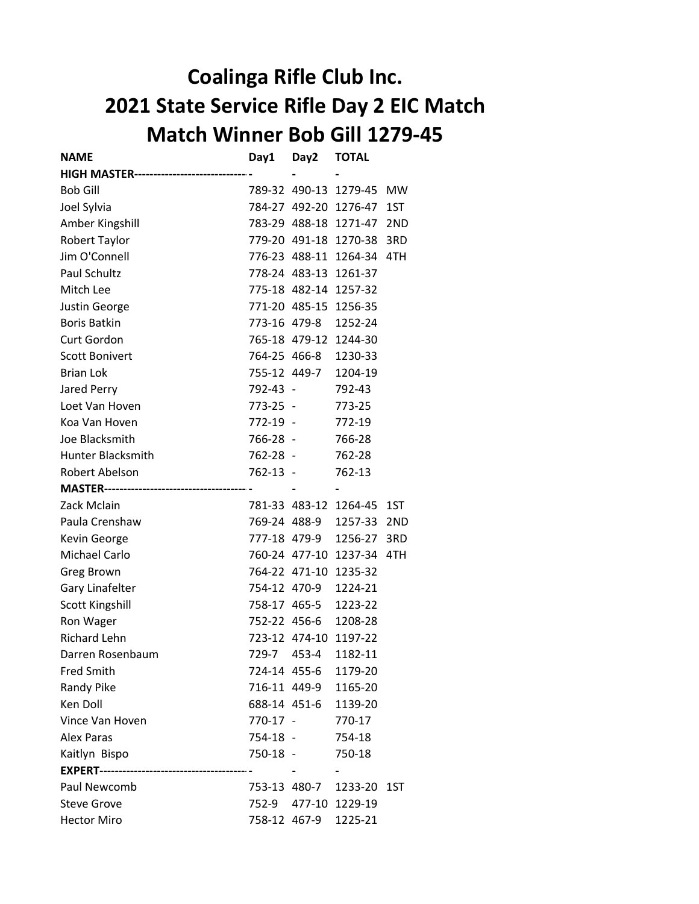# Coalinga Rifle Club Inc.
# 2021 State Service Rifle Day 2 EIC Match
# Match Winner Bob Gill 1279-45

| NAME | Day1 | Day2 | TOTAL | |
|---|---|---|---|---|
| **HIGH MASTER------------------------------** | - | - | - | |
| Bob Gill | 789-32 | 490-13 | 1279-45 | MW |
| Joel Sylvia | 784-27 | 492-20 | 1276-47 | 1ST |
| Amber Kingshill | 783-29 | 488-18 | 1271-47 | 2ND |
| Robert Taylor | 779-20 | 491-18 | 1270-38 | 3RD |
| Jim O'Connell | 776-23 | 488-11 | 1264-34 | 4TH |
| Paul Schultz | 778-24 | 483-13 | 1261-37 | |
| Mitch Lee | 775-18 | 482-14 | 1257-32 | |
| Justin George | 771-20 | 485-15 | 1256-35 | |
| Boris Batkin | 773-16 | 479-8 | 1252-24 | |
| Curt Gordon | 765-18 | 479-12 | 1244-30 | |
| Scott Bonivert | 764-25 | 466-8 | 1230-33 | |
| Brian Lok | 755-12 | 449-7 | 1204-19 | |
| Jared Perry | 792-43 | - | 792-43 | |
| Loet Van Hoven | 773-25 | - | 773-25 | |
| Koa Van Hoven | 772-19 | - | 772-19 | |
| Joe Blacksmith | 766-28 | - | 766-28 | |
| Hunter Blacksmith | 762-28 | - | 762-28 | |
| Robert Abelson | 762-13 | - | 762-13 | |
| **MASTER-------------------------------------** | - | - | - | |
| Zack Mclain | 781-33 | 483-12 | 1264-45 | 1ST |
| Paula Crenshaw | 769-24 | 488-9 | 1257-33 | 2ND |
| Kevin George | 777-18 | 479-9 | 1256-27 | 3RD |
| Michael Carlo | 760-24 | 477-10 | 1237-34 | 4TH |
| Greg Brown | 764-22 | 471-10 | 1235-32 | |
| Gary Linafelter | 754-12 | 470-9 | 1224-21 | |
| Scott Kingshill | 758-17 | 465-5 | 1223-22 | |
| Ron Wager | 752-22 | 456-6 | 1208-28 | |
| Richard Lehn | 723-12 | 474-10 | 1197-22 | |
| Darren Rosenbaum | 729-7 | 453-4 | 1182-11 | |
| Fred Smith | 724-14 | 455-6 | 1179-20 | |
| Randy Pike | 716-11 | 449-9 | 1165-20 | |
| Ken Doll | 688-14 | 451-6 | 1139-20 | |
| Vince Van Hoven | 770-17 | - | 770-17 | |
| Alex Paras | 754-18 | - | 754-18 | |
| Kaitlyn Bispo | 750-18 | - | 750-18 | |
| **EXPERT---------------------------------------** | - | - | - | |
| Paul Newcomb | 753-13 | 480-7 | 1233-20 | 1ST |
| Steve Grove | 752-9 | 477-10 | 1229-19 | |
| Hector Miro | 758-12 | 467-9 | 1225-21 | |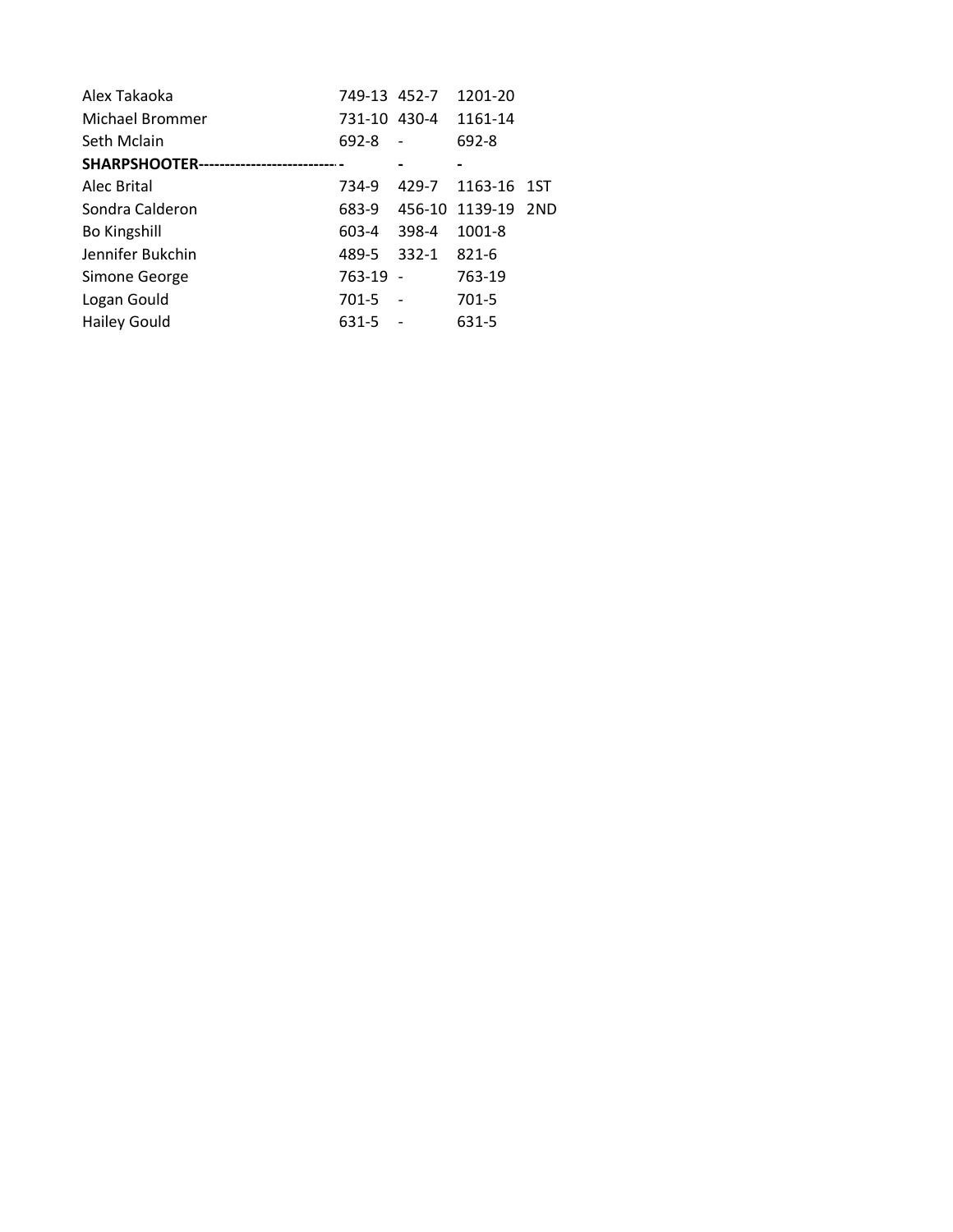| | | | | |
|---|---|---|---|---|
| Alex Takaoka | 749-13 | 452-7 | 1201-20 | |
| Michael Brommer | 731-10 | 430-4 | 1161-14 | |
| Seth Mclain | 692-8 | - | 692-8 | |
| **SHARPSHOOTER---------------------------** | - | - | - | |
| Alec Brital | 734-9 | 429-7 | 1163-16 | 1ST |
| Sondra Calderon | 683-9 | 456-10 | 1139-19 | 2ND |
| Bo Kingshill | 603-4 | 398-4 | 1001-8 | |
| Jennifer Bukchin | 489-5 | 332-1 | 821-6 | |
| Simone George | 763-19 | - | 763-19 | |
| Logan Gould | 701-5 | - | 701-5 | |
| Hailey Gould | 631-5 | - | 631-5 | |